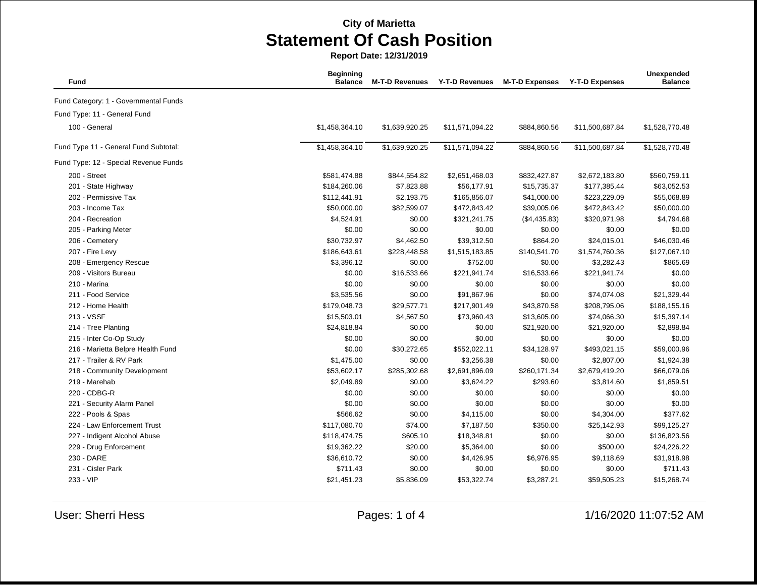**City of Marietta**

# Statement Of Cash Position

**Report Date: 12/31/2019**

| Fund | Beginning Balance | M-T-D Revenues | Y-T-D Revenues | M-T-D Expenses | Y-T-D Expenses | Unexpended Balance |
|---|---|---|---|---|---|---|
| Fund Category: 1 - Governmental Funds | | | | | | |
| Fund Type: 11 - General Fund | | | | | | |
| 100 - General | $1,458,364.10 | $1,639,920.25 | $11,571,094.22 | $884,860.56 | $11,500,687.84 | $1,528,770.48 |
| Fund Type 11 - General Fund Subtotal: | $1,458,364.10 | $1,639,920.25 | $11,571,094.22 | $884,860.56 | $11,500,687.84 | $1,528,770.48 |
| Fund Type: 12 - Special Revenue Funds | | | | | | |
| 200 - Street | $581,474.88 | $844,554.82 | $2,651,468.03 | $832,427.87 | $2,672,183.80 | $560,759.11 |
| 201 - State Highway | $184,260.06 | $7,823.88 | $56,177.91 | $15,735.37 | $177,385.44 | $63,052.53 |
| 202 - Permissive Tax | $112,441.91 | $2,193.75 | $165,856.07 | $41,000.00 | $223,229.09 | $55,068.89 |
| 203 - Income Tax | $50,000.00 | $82,599.07 | $472,843.42 | $39,005.06 | $472,843.42 | $50,000.00 |
| 204 - Recreation | $4,524.91 | $0.00 | $321,241.75 | ($4,435.83) | $320,971.98 | $4,794.68 |
| 205 - Parking Meter | $0.00 | $0.00 | $0.00 | $0.00 | $0.00 | $0.00 |
| 206 - Cemetery | $30,732.97 | $4,462.50 | $39,312.50 | $864.20 | $24,015.01 | $46,030.46 |
| 207 - Fire Levy | $186,643.61 | $228,448.58 | $1,515,183.85 | $140,541.70 | $1,574,760.36 | $127,067.10 |
| 208 - Emergency Rescue | $3,396.12 | $0.00 | $752.00 | $0.00 | $3,282.43 | $865.69 |
| 209 - Visitors Bureau | $0.00 | $16,533.66 | $221,941.74 | $16,533.66 | $221,941.74 | $0.00 |
| 210 - Marina | $0.00 | $0.00 | $0.00 | $0.00 | $0.00 | $0.00 |
| 211 - Food Service | $3,535.56 | $0.00 | $91,867.96 | $0.00 | $74,074.08 | $21,329.44 |
| 212 - Home Health | $179,048.73 | $29,577.71 | $217,901.49 | $43,870.58 | $208,795.06 | $188,155.16 |
| 213 - VSSF | $15,503.01 | $4,567.50 | $73,960.43 | $13,605.00 | $74,066.30 | $15,397.14 |
| 214 - Tree Planting | $24,818.84 | $0.00 | $0.00 | $21,920.00 | $21,920.00 | $2,898.84 |
| 215 - Inter Co-Op Study | $0.00 | $0.00 | $0.00 | $0.00 | $0.00 | $0.00 |
| 216 - Marietta Belpre Health Fund | $0.00 | $30,272.65 | $552,022.11 | $34,128.97 | $493,021.15 | $59,000.96 |
| 217 - Trailer & RV Park | $1,475.00 | $0.00 | $3,256.38 | $0.00 | $2,807.00 | $1,924.38 |
| 218 - Community Development | $53,602.17 | $285,302.68 | $2,691,896.09 | $260,171.34 | $2,679,419.20 | $66,079.06 |
| 219 - Marehab | $2,049.89 | $0.00 | $3,624.22 | $293.60 | $3,814.60 | $1,859.51 |
| 220 - CDBG-R | $0.00 | $0.00 | $0.00 | $0.00 | $0.00 | $0.00 |
| 221 - Security Alarm Panel | $0.00 | $0.00 | $0.00 | $0.00 | $0.00 | $0.00 |
| 222 - Pools & Spas | $566.62 | $0.00 | $4,115.00 | $0.00 | $4,304.00 | $377.62 |
| 224 - Law Enforcement Trust | $117,080.70 | $74.00 | $7,187.50 | $350.00 | $25,142.93 | $99,125.27 |
| 227 - Indigent Alcohol Abuse | $118,474.75 | $605.10 | $18,348.81 | $0.00 | $0.00 | $136,823.56 |
| 229 - Drug Enforcement | $19,362.22 | $20.00 | $5,364.00 | $0.00 | $500.00 | $24,226.22 |
| 230 - DARE | $36,610.72 | $0.00 | $4,426.95 | $6,976.95 | $9,118.69 | $31,918.98 |
| 231 - Cisler Park | $711.43 | $0.00 | $0.00 | $0.00 | $0.00 | $711.43 |
| 233 - VIP | $21,451.23 | $5,836.09 | $53,322.74 | $3,287.21 | $59,505.23 | $15,268.74 |

User: Sherri Hess

1/16/2020 11:07:52 AM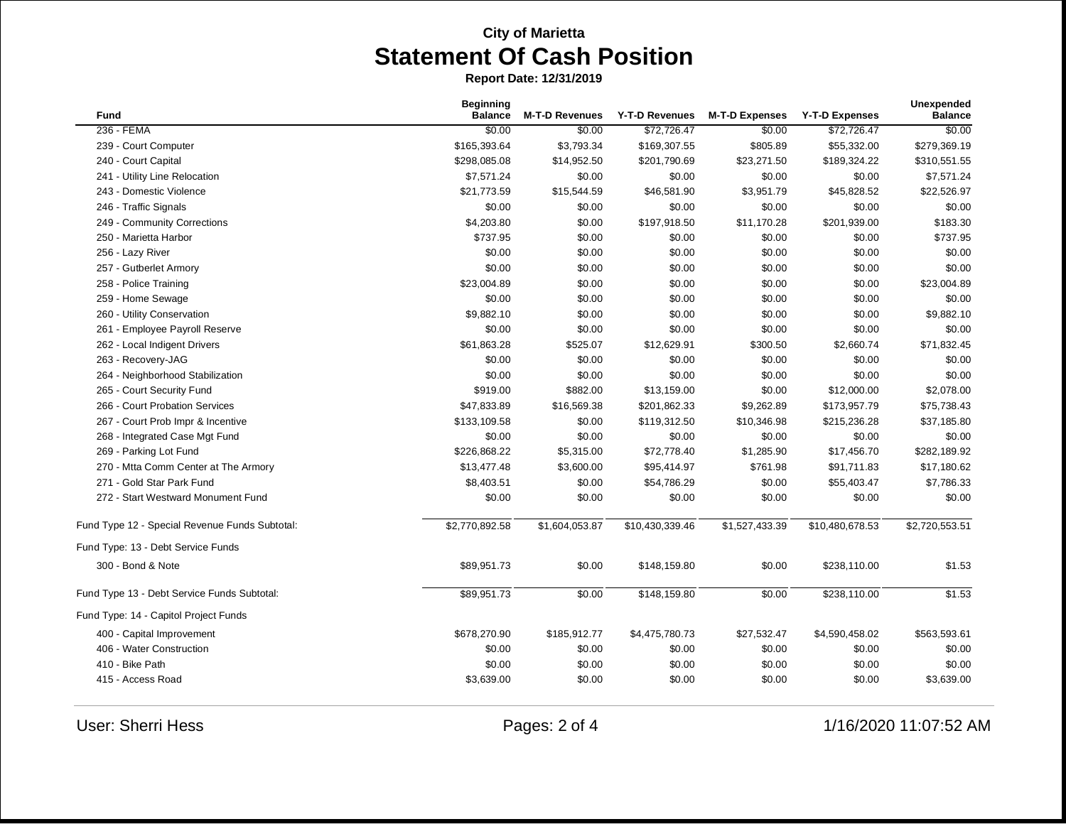**City of Marietta**

# Statement Of Cash Position

**Report Date: 12/31/2019**

| Fund | Beginning Balance | M-T-D Revenues | Y-T-D Revenues | M-T-D Expenses | Y-T-D Expenses | Unexpended Balance |
|---|---|---|---|---|---|---|
| 236 - FEMA | $0.00 | $0.00 | $72,726.47 | $0.00 | $72,726.47 | $0.00 |
| 239 - Court Computer | $165,393.64 | $3,793.34 | $169,307.55 | $805.89 | $55,332.00 | $279,369.19 |
| 240 - Court Capital | $298,085.08 | $14,952.50 | $201,790.69 | $23,271.50 | $189,324.22 | $310,551.55 |
| 241 - Utility Line Relocation | $7,571.24 | $0.00 | $0.00 | $0.00 | $0.00 | $7,571.24 |
| 243 - Domestic Violence | $21,773.59 | $15,544.59 | $46,581.90 | $3,951.79 | $45,828.52 | $22,526.97 |
| 246 - Traffic Signals | $0.00 | $0.00 | $0.00 | $0.00 | $0.00 | $0.00 |
| 249 - Community Corrections | $4,203.80 | $0.00 | $197,918.50 | $11,170.28 | $201,939.00 | $183.30 |
| 250 - Marietta Harbor | $737.95 | $0.00 | $0.00 | $0.00 | $0.00 | $737.95 |
| 256 - Lazy River | $0.00 | $0.00 | $0.00 | $0.00 | $0.00 | $0.00 |
| 257 - Gutberlet Armory | $0.00 | $0.00 | $0.00 | $0.00 | $0.00 | $0.00 |
| 258 - Police Training | $23,004.89 | $0.00 | $0.00 | $0.00 | $0.00 | $23,004.89 |
| 259 - Home Sewage | $0.00 | $0.00 | $0.00 | $0.00 | $0.00 | $0.00 |
| 260 - Utility Conservation | $9,882.10 | $0.00 | $0.00 | $0.00 | $0.00 | $9,882.10 |
| 261 - Employee Payroll Reserve | $0.00 | $0.00 | $0.00 | $0.00 | $0.00 | $0.00 |
| 262 - Local Indigent Drivers | $61,863.28 | $525.07 | $12,629.91 | $300.50 | $2,660.74 | $71,832.45 |
| 263 - Recovery-JAG | $0.00 | $0.00 | $0.00 | $0.00 | $0.00 | $0.00 |
| 264 - Neighborhood Stabilization | $0.00 | $0.00 | $0.00 | $0.00 | $0.00 | $0.00 |
| 265 - Court Security Fund | $919.00 | $882.00 | $13,159.00 | $0.00 | $12,000.00 | $2,078.00 |
| 266 - Court Probation Services | $47,833.89 | $16,569.38 | $201,862.33 | $9,262.89 | $173,957.79 | $75,738.43 |
| 267 - Court Prob Impr & Incentive | $133,109.58 | $0.00 | $119,312.50 | $10,346.98 | $215,236.28 | $37,185.80 |
| 268 - Integrated Case Mgt Fund | $0.00 | $0.00 | $0.00 | $0.00 | $0.00 | $0.00 |
| 269 - Parking Lot Fund | $226,868.22 | $5,315.00 | $72,778.40 | $1,285.90 | $17,456.70 | $282,189.92 |
| 270 - Mtta Comm Center at The Armory | $13,477.48 | $3,600.00 | $95,414.97 | $761.98 | $91,711.83 | $17,180.62 |
| 271 - Gold Star Park Fund | $8,403.51 | $0.00 | $54,786.29 | $0.00 | $55,403.47 | $7,786.33 |
| 272 - Start Westward Monument Fund | $0.00 | $0.00 | $0.00 | $0.00 | $0.00 | $0.00 |
| Fund Type 12 - Special Revenue Funds Subtotal: | $2,770,892.58 | $1,604,053.87 | $10,430,339.46 | $1,527,433.39 | $10,480,678.53 | $2,720,553.51 |
| Fund Type: 13 - Debt Service Funds | | | | | | |
| 300 - Bond & Note | $89,951.73 | $0.00 | $148,159.80 | $0.00 | $238,110.00 | $1.53 |
| Fund Type 13 - Debt Service Funds Subtotal: | $89,951.73 | $0.00 | $148,159.80 | $0.00 | $238,110.00 | $1.53 |
| Fund Type: 14 - Capitol Project Funds | | | | | | |
| 400 - Capital Improvement | $678,270.90 | $185,912.77 | $4,475,780.73 | $27,532.47 | $4,590,458.02 | $563,593.61 |
| 406 - Water Construction | $0.00 | $0.00 | $0.00 | $0.00 | $0.00 | $0.00 |
| 410 - Bike Path | $0.00 | $0.00 | $0.00 | $0.00 | $0.00 | $0.00 |
| 415 - Access Road | $3,639.00 | $0.00 | $0.00 | $0.00 | $0.00 | $3,639.00 |

User: Sherri Hess | 1/16/2020 11:07:52 AM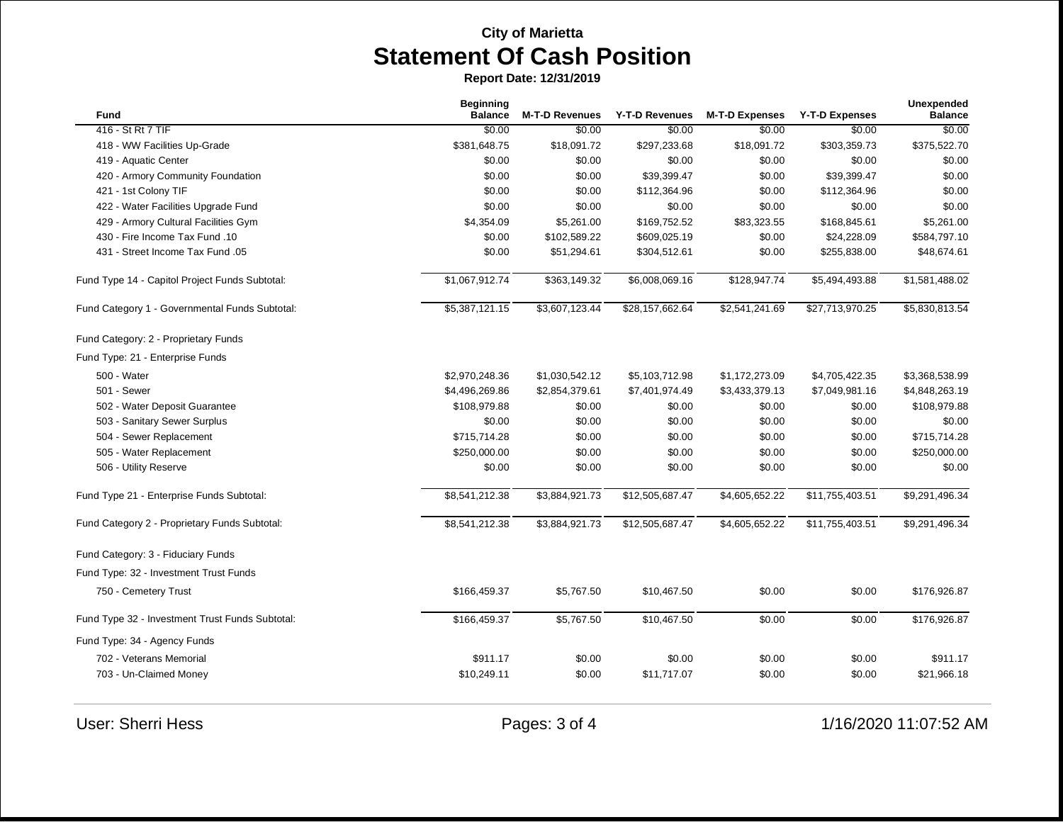**City of Marietta**

# Statement Of Cash Position

**Report Date: 12/31/2019**

| Fund | Beginning Balance | M-T-D Revenues | Y-T-D Revenues | M-T-D Expenses | Y-T-D Expenses | Unexpended Balance |
|---|---|---|---|---|---|---|
| 416 - St Rt 7 TIF | $0.00 | $0.00 | $0.00 | $0.00 | $0.00 | $0.00 |
| 418 - WW Facilities Up-Grade | $381,648.75 | $18,091.72 | $297,233.68 | $18,091.72 | $303,359.73 | $375,522.70 |
| 419 - Aquatic Center | $0.00 | $0.00 | $0.00 | $0.00 | $0.00 | $0.00 |
| 420 - Armory Community Foundation | $0.00 | $0.00 | $39,399.47 | $0.00 | $39,399.47 | $0.00 |
| 421 - 1st Colony TIF | $0.00 | $0.00 | $112,364.96 | $0.00 | $112,364.96 | $0.00 |
| 422 - Water Facilities Upgrade Fund | $0.00 | $0.00 | $0.00 | $0.00 | $0.00 | $0.00 |
| 429 - Armory Cultural Facilities Gym | $4,354.09 | $5,261.00 | $169,752.52 | $83,323.55 | $168,845.61 | $5,261.00 |
| 430 - Fire Income Tax Fund .10 | $0.00 | $102,589.22 | $609,025.19 | $0.00 | $24,228.09 | $584,797.10 |
| 431 - Street Income Tax Fund .05 | $0.00 | $51,294.61 | $304,512.61 | $0.00 | $255,838.00 | $48,674.61 |
| Fund Type 14 - Capitol Project Funds Subtotal: | $1,067,912.74 | $363,149.32 | $6,008,069.16 | $128,947.74 | $5,494,493.88 | $1,581,488.02 |
| Fund Category 1 - Governmental Funds Subtotal: | $5,387,121.15 | $3,607,123.44 | $28,157,662.64 | $2,541,241.69 | $27,713,970.25 | $5,830,813.54 |
| Fund Category: 2 - Proprietary Funds | | | | | | |
| Fund Type: 21 - Enterprise Funds | | | | | | |
| 500 - Water | $2,970,248.36 | $1,030,542.12 | $5,103,712.98 | $1,172,273.09 | $4,705,422.35 | $3,368,538.99 |
| 501 - Sewer | $4,496,269.86 | $2,854,379.61 | $7,401,974.49 | $3,433,379.13 | $7,049,981.16 | $4,848,263.19 |
| 502 - Water Deposit Guarantee | $108,979.88 | $0.00 | $0.00 | $0.00 | $0.00 | $108,979.88 |
| 503 - Sanitary Sewer Surplus | $0.00 | $0.00 | $0.00 | $0.00 | $0.00 | $0.00 |
| 504 - Sewer Replacement | $715,714.28 | $0.00 | $0.00 | $0.00 | $0.00 | $715,714.28 |
| 505 - Water Replacement | $250,000.00 | $0.00 | $0.00 | $0.00 | $0.00 | $250,000.00 |
| 506 - Utility Reserve | $0.00 | $0.00 | $0.00 | $0.00 | $0.00 | $0.00 |
| Fund Type 21 - Enterprise Funds Subtotal: | $8,541,212.38 | $3,884,921.73 | $12,505,687.47 | $4,605,652.22 | $11,755,403.51 | $9,291,496.34 |
| Fund Category 2 - Proprietary Funds Subtotal: | $8,541,212.38 | $3,884,921.73 | $12,505,687.47 | $4,605,652.22 | $11,755,403.51 | $9,291,496.34 |
| Fund Category: 3 - Fiduciary Funds | | | | | | |
| Fund Type: 32 - Investment Trust Funds | | | | | | |
| 750 - Cemetery Trust | $166,459.37 | $5,767.50 | $10,467.50 | $0.00 | $0.00 | $176,926.87 |
| Fund Type 32 - Investment Trust Funds Subtotal: | $166,459.37 | $5,767.50 | $10,467.50 | $0.00 | $0.00 | $176,926.87 |
| Fund Type: 34 - Agency Funds | | | | | | |
| 702 - Veterans Memorial | $911.17 | $0.00 | $0.00 | $0.00 | $0.00 | $911.17 |
| 703 - Un-Claimed Money | $10,249.11 | $0.00 | $11,717.07 | $0.00 | $0.00 | $21,966.18 |

User: Sherri Hess

1/16/2020 11:07:52 AM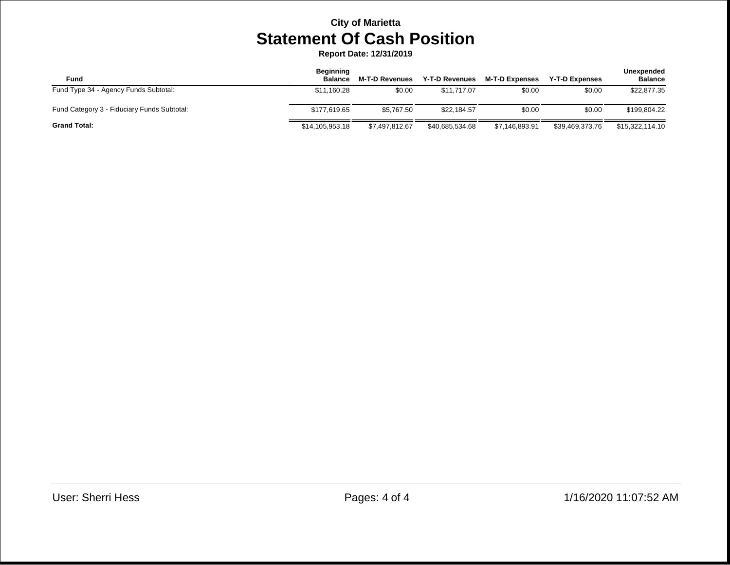City of Marietta

# Statement Of Cash Position

**Report Date: 12/31/2019**

| Fund | Beginning Balance | M-T-D Revenues | Y-T-D Revenues | M-T-D Expenses | Y-T-D Expenses | Unexpended Balance |
|---|---|---|---|---|---|---|
| Fund Type 34 - Agency Funds Subtotal: | $11,160.28 | $0.00 | $11,717.07 | $0.00 | $0.00 | $22,877.35 |
| Fund Category 3 - Fiduciary Funds Subtotal: | $177,619.65 | $5,767.50 | $22,184.57 | $0.00 | $0.00 | $199,804.22 |
| **Grand Total:** | $14,105,953.18 | $7,497,812.67 | $40,685,534.68 | $7,146,893.91 | $39,469,373.76 | $15,322,114.10 |

User: Sherri Hess

1/16/2020 11:07:52 AM